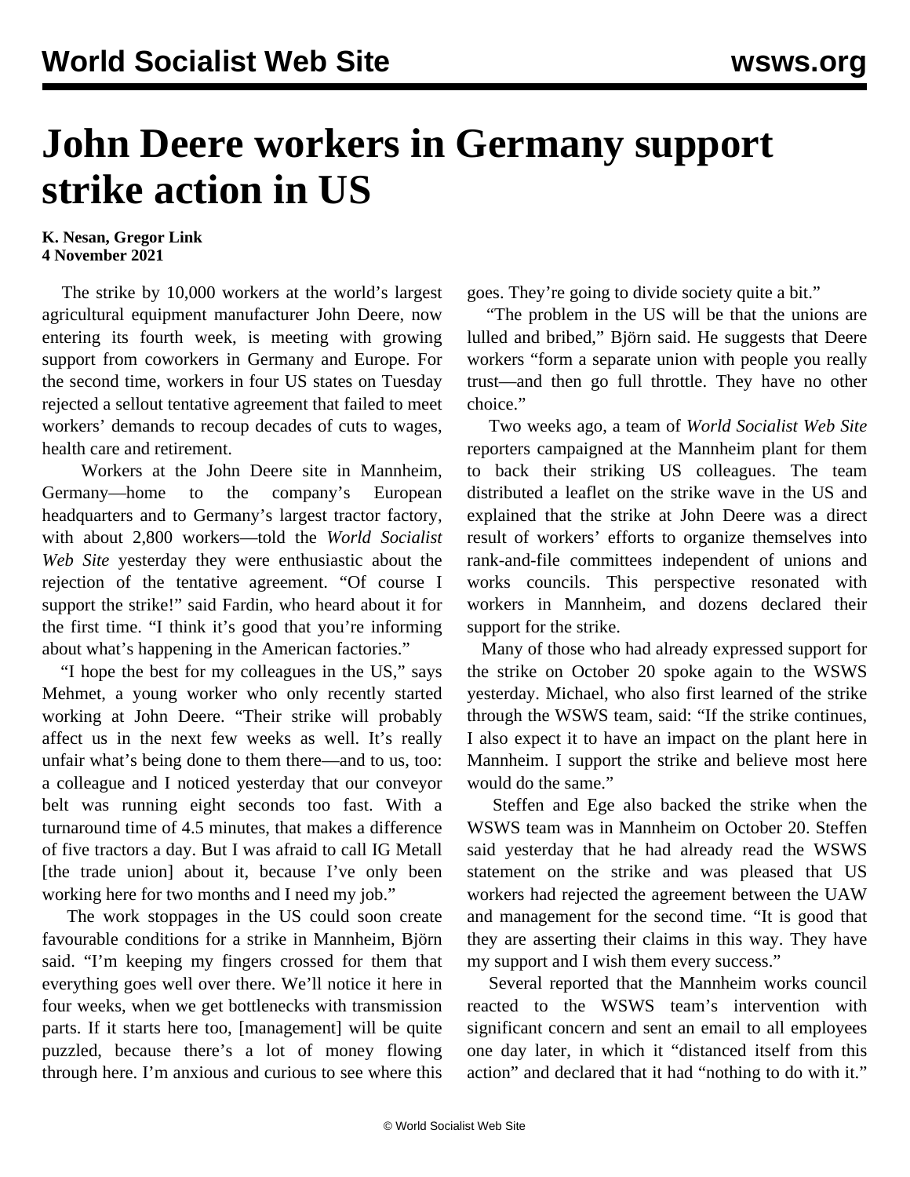# John Deere workers in Germany support strike action in US

**K. Nesan, Gregor Link**
**4 November 2021**

The strike by 10,000 workers at the world's largest agricultural equipment manufacturer John Deere, now entering its fourth week, is meeting with growing support from coworkers in Germany and Europe. For the second time, workers in four US states on Tuesday rejected a sellout tentative agreement that failed to meet workers' demands to recoup decades of cuts to wages, health care and retirement.

Workers at the John Deere site in Mannheim, Germany—home to the company's European headquarters and to Germany's largest tractor factory, with about 2,800 workers—told the *World Socialist Web Site* yesterday they were enthusiastic about the rejection of the tentative agreement. "Of course I support the strike!" said Fardin, who heard about it for the first time. "I think it's good that you're informing about what's happening in the American factories."

"I hope the best for my colleagues in the US," says Mehmet, a young worker who only recently started working at John Deere. "Their strike will probably affect us in the next few weeks as well. It's really unfair what's being done to them there—and to us, too: a colleague and I noticed yesterday that our conveyor belt was running eight seconds too fast. With a turnaround time of 4.5 minutes, that makes a difference of five tractors a day. But I was afraid to call IG Metall [the trade union] about it, because I've only been working here for two months and I need my job."

The work stoppages in the US could soon create favourable conditions for a strike in Mannheim, Björn said. "I'm keeping my fingers crossed for them that everything goes well over there. We'll notice it here in four weeks, when we get bottlenecks with transmission parts. If it starts here too, [management] will be quite puzzled, because there's a lot of money flowing through here. I'm anxious and curious to see where this goes. They're going to divide society quite a bit."

"The problem in the US will be that the unions are lulled and bribed," Björn said. He suggests that Deere workers "form a separate union with people you really trust—and then go full throttle. They have no other choice."

Two weeks ago, a team of *World Socialist Web Site* reporters campaigned at the Mannheim plant for them to back their striking US colleagues. The team distributed a leaflet on the strike wave in the US and explained that the strike at John Deere was a direct result of workers' efforts to organize themselves into rank-and-file committees independent of unions and works councils. This perspective resonated with workers in Mannheim, and dozens declared their support for the strike.

Many of those who had already expressed support for the strike on October 20 spoke again to the WSWS yesterday. Michael, who also first learned of the strike through the WSWS team, said: "If the strike continues, I also expect it to have an impact on the plant here in Mannheim. I support the strike and believe most here would do the same."

Steffen and Ege also backed the strike when the WSWS team was in Mannheim on October 20. Steffen said yesterday that he had already read the WSWS statement on the strike and was pleased that US workers had rejected the agreement between the UAW and management for the second time. "It is good that they are asserting their claims in this way. They have my support and I wish them every success."

Several reported that the Mannheim works council reacted to the WSWS team's intervention with significant concern and sent an email to all employees one day later, in which it "distanced itself from this action" and declared that it had "nothing to do with it."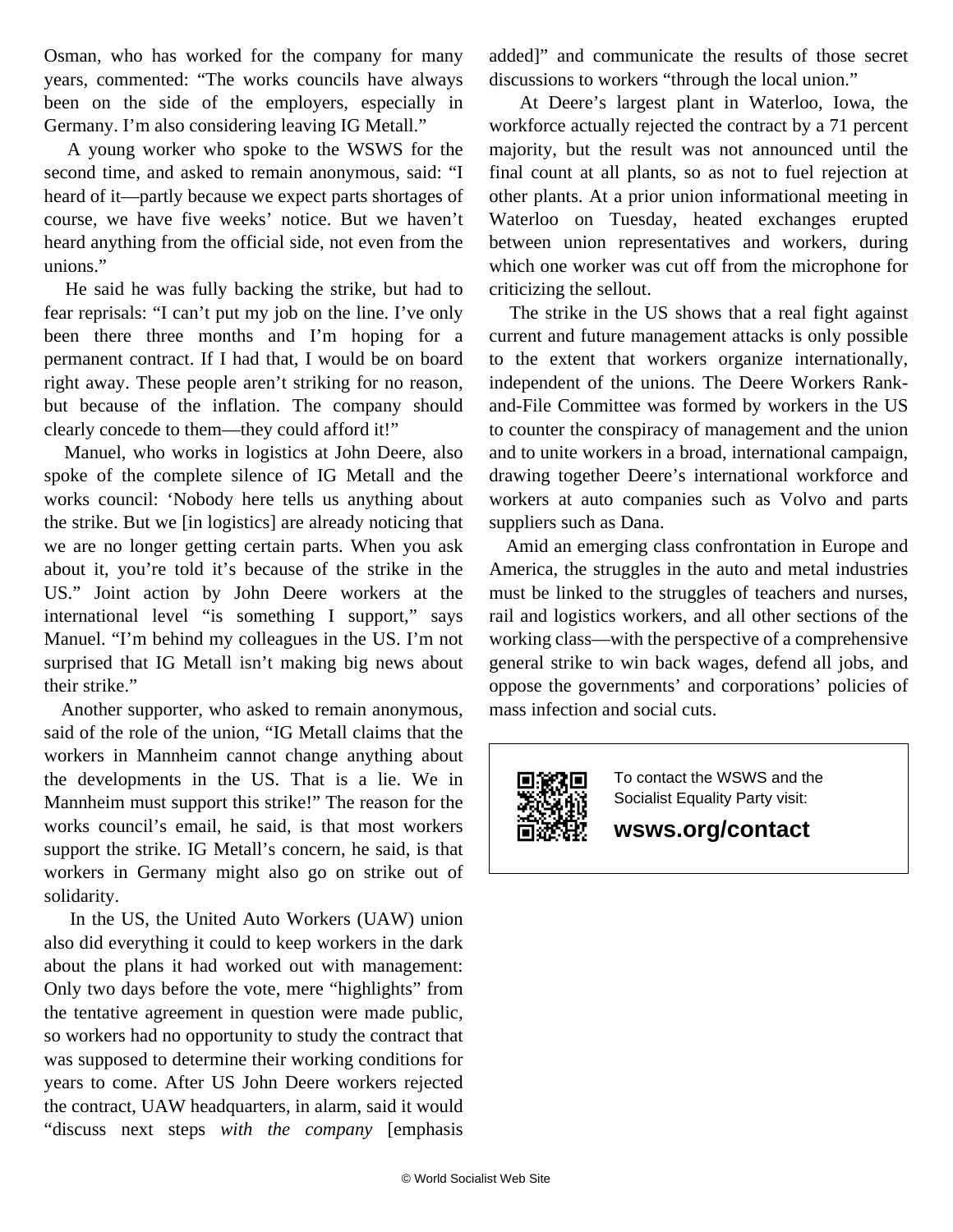Osman, who has worked for the company for many years, commented: "The works councils have always been on the side of the employers, especially in Germany. I'm also considering leaving IG Metall."

A young worker who spoke to the WSWS for the second time, and asked to remain anonymous, said: "I heard of it—partly because we expect parts shortages of course, we have five weeks' notice. But we haven't heard anything from the official side, not even from the unions."

He said he was fully backing the strike, but had to fear reprisals: "I can't put my job on the line. I've only been there three months and I'm hoping for a permanent contract. If I had that, I would be on board right away. These people aren't striking for no reason, but because of the inflation. The company should clearly concede to them—they could afford it!"

Manuel, who works in logistics at John Deere, also spoke of the complete silence of IG Metall and the works council: 'Nobody here tells us anything about the strike. But we [in logistics] are already noticing that we are no longer getting certain parts. When you ask about it, you're told it's because of the strike in the US." Joint action by John Deere workers at the international level "is something I support," says Manuel. "I'm behind my colleagues in the US. I'm not surprised that IG Metall isn't making big news about their strike."

Another supporter, who asked to remain anonymous, said of the role of the union, "IG Metall claims that the workers in Mannheim cannot change anything about the developments in the US. That is a lie. We in Mannheim must support this strike!" The reason for the works council's email, he said, is that most workers support the strike. IG Metall's concern, he said, is that workers in Germany might also go on strike out of solidarity.

In the US, the United Auto Workers (UAW) union also did everything it could to keep workers in the dark about the plans it had worked out with management: Only two days before the vote, mere "highlights" from the tentative agreement in question were made public, so workers had no opportunity to study the contract that was supposed to determine their working conditions for years to come. After US John Deere workers rejected the contract, UAW headquarters, in alarm, said it would "discuss next steps *with the company* [emphasis added]" and communicate the results of those secret discussions to workers "through the local union."

At Deere's largest plant in Waterloo, Iowa, the workforce actually rejected the contract by a 71 percent majority, but the result was not announced until the final count at all plants, so as not to fuel rejection at other plants. At a prior union informational meeting in Waterloo on Tuesday, heated exchanges erupted between union representatives and workers, during which one worker was cut off from the microphone for criticizing the sellout.

The strike in the US shows that a real fight against current and future management attacks is only possible to the extent that workers organize internationally, independent of the unions. The Deere Workers Rank-and-File Committee was formed by workers in the US to counter the conspiracy of management and the union and to unite workers in a broad, international campaign, drawing together Deere's international workforce and workers at auto companies such as Volvo and parts suppliers such as Dana.

Amid an emerging class confrontation in Europe and America, the struggles in the auto and metal industries must be linked to the struggles of teachers and nurses, rail and logistics workers, and all other sections of the working class—with the perspective of a comprehensive general strike to win back wages, defend all jobs, and oppose the governments' and corporations' policies of mass infection and social cuts.

To contact the WSWS and the Socialist Equality Party visit:

**wsws.org/contact**